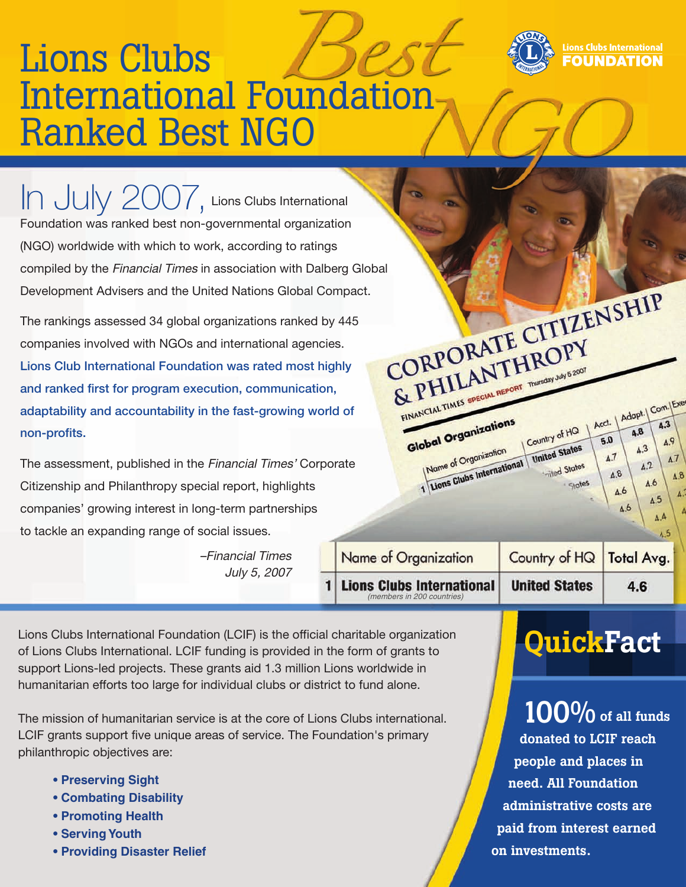// Lions Clubs International Foundation

# Lions Clubs International Foundation Ranked Best NGO

In July 2007, Lions Clubs International Foundation was ranked best non-governmental organization (NGO) worldwide with which to work, according to ratings compiled by the *Financial Times* in association with Dalberg Global Development Advisers and the United Nations Global Compact.

The rankings assessed 34 global organizations ranked by 445 companies involved with NGOs and international agencies. **Lions Club International Foundation was rated most highly and ranked first for program execution, communication, adaptability and accountability in the fast-growing world of non-profits.**

The assessment, published in the *Financial Times'* Corporate Citizenship and Philanthropy special report, highlights companies' growing interest in long-term partnerships to tackle an expanding range of social issues.

*–Financial Times*
*July 5, 2007*

| | Name of Organization | Country of HQ | Total Avg. |
|---|---|---|---|
| 1 | **Lions Clubs International** (members in 200 countries) | **United States** | **4.6** |

Lions Clubs International Foundation (LCIF) is the official charitable organization of Lions Clubs International. LCIF funding is provided in the form of grants to support Lions-led projects. These grants aid 1.3 million Lions worldwide in humanitarian efforts too large for individual clubs or district to fund alone.

The mission of humanitarian service is at the core of Lions Clubs international. LCIF grants support five unique areas of service. The Foundation's primary philanthropic objectives are:

- **Preserving Sight**
- **Combating Disability**
- **Promoting Health**
- **Serving Youth**
- **Providing Disaster Relief**

## QuickFact

**100% of all funds donated to LCIF reach people and places in need. All Foundation administrative costs are paid from interest earned on investments.**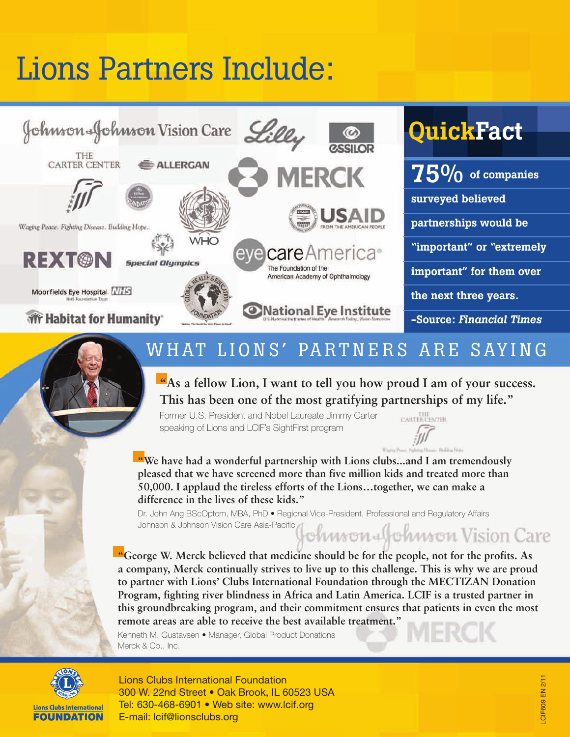# Lions Partners Include:

Johnson & Johnson Vision Care
Lilly
ESSILOR
THE CARTER CENTER
Waging Peace. Fighting Disease. Building Hope.
ALLERGAN
MERCK
USAID FROM THE AMERICAN PEOPLE
WHO
REXTON
Special Olympics
eyecareAmerica
The Foundation of the American Academy of Ophthalmology
Moorfields Eye Hospital NHS
NHS Foundation Trust
Habitat for Humanity
Global Health & Education Foundation
National Eye Institute

## QuickFact

**75% of companies surveyed believed partnerships would be "important" or "extremely important" for them over the next three years.**

**-Source: *Financial Times***

## WHAT LIONS' PARTNERS ARE SAYING

**"As a fellow Lion, I want to tell you how proud I am of your success. This has been one of the most gratifying partnerships of my life."**

Former U.S. President and Nobel Laureate Jimmy Carter speaking of Lions and LCIF's SightFirst program

**"We have had a wonderful partnership with Lions clubs...and I am tremendously pleased that we have screened more than five million kids and treated more than 50,000. I applaud the tireless efforts of the Lions…together, we can make a difference in the lives of these kids."**

Dr. John Ang BScOptom, MBA, PhD • Regional Vice-President, Professional and Regulatory Affairs
Johnson & Johnson Vision Care Asia-Pacific

**"George W. Merck believed that medicine should be for the people, not for the profits. As a company, Merck continually strives to live up to this challenge. This is why we are proud to partner with Lions' Clubs International Foundation through the MECTIZAN Donation Program, fighting river blindness in Africa and Latin America. LCIF is a trusted partner in this groundbreaking program, and their commitment ensures that patients in even the most remote areas are able to receive the best available treatment."**

Kenneth M. Gustavsen • Manager, Global Product Donations
Merck & Co., Inc.

Lions Clubs International Foundation
300 W. 22nd Street • Oak Brook, IL 60523 USA
Tel: 630-468-6901 • Web site: www.lcif.org
E-mail: lcif@lionsclubs.org

LCIF609 EN 2/11